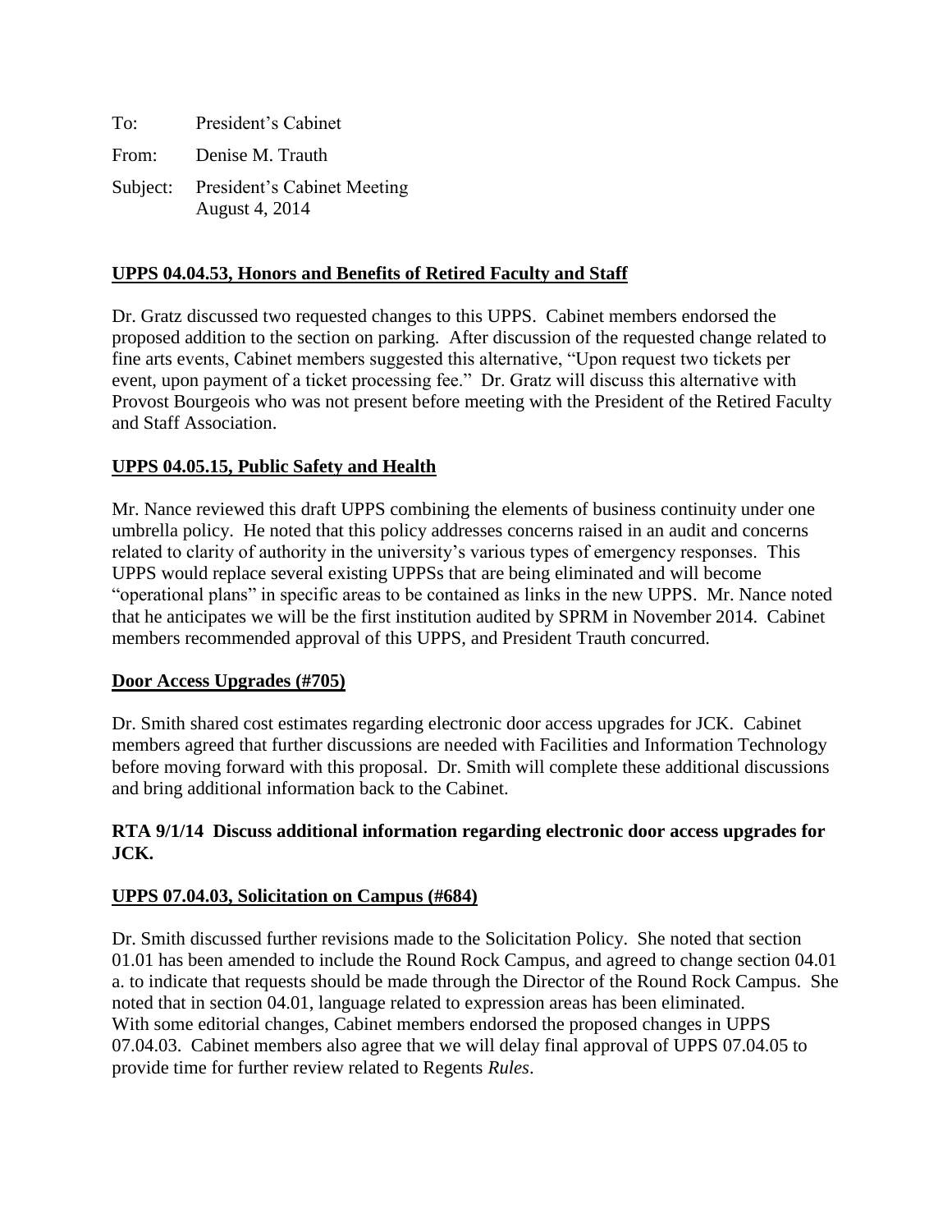To: President's Cabinet

From: Denise M. Trauth

Subject: President's Cabinet Meeting
August 4, 2014

**UPPS 04.04.53, Honors and Benefits of Retired Faculty and Staff**

Dr. Gratz discussed two requested changes to this UPPS. Cabinet members endorsed the proposed addition to the section on parking. After discussion of the requested change related to fine arts events, Cabinet members suggested this alternative, "Upon request two tickets per event, upon payment of a ticket processing fee." Dr. Gratz will discuss this alternative with Provost Bourgeois who was not present before meeting with the President of the Retired Faculty and Staff Association.

**UPPS 04.05.15, Public Safety and Health**

Mr. Nance reviewed this draft UPPS combining the elements of business continuity under one umbrella policy. He noted that this policy addresses concerns raised in an audit and concerns related to clarity of authority in the university's various types of emergency responses. This UPPS would replace several existing UPPSs that are being eliminated and will become "operational plans" in specific areas to be contained as links in the new UPPS. Mr. Nance noted that he anticipates we will be the first institution audited by SPRM in November 2014. Cabinet members recommended approval of this UPPS, and President Trauth concurred.

**Door Access Upgrades (#705)**

Dr. Smith shared cost estimates regarding electronic door access upgrades for JCK. Cabinet members agreed that further discussions are needed with Facilities and Information Technology before moving forward with this proposal. Dr. Smith will complete these additional discussions and bring additional information back to the Cabinet.

**RTA 9/1/14 Discuss additional information regarding electronic door access upgrades for JCK.**

**UPPS 07.04.03, Solicitation on Campus (#684)**

Dr. Smith discussed further revisions made to the Solicitation Policy. She noted that section 01.01 has been amended to include the Round Rock Campus, and agreed to change section 04.01 a. to indicate that requests should be made through the Director of the Round Rock Campus. She noted that in section 04.01, language related to expression areas has been eliminated. With some editorial changes, Cabinet members endorsed the proposed changes in UPPS 07.04.03. Cabinet members also agree that we will delay final approval of UPPS 07.04.05 to provide time for further review related to Regents *Rules*.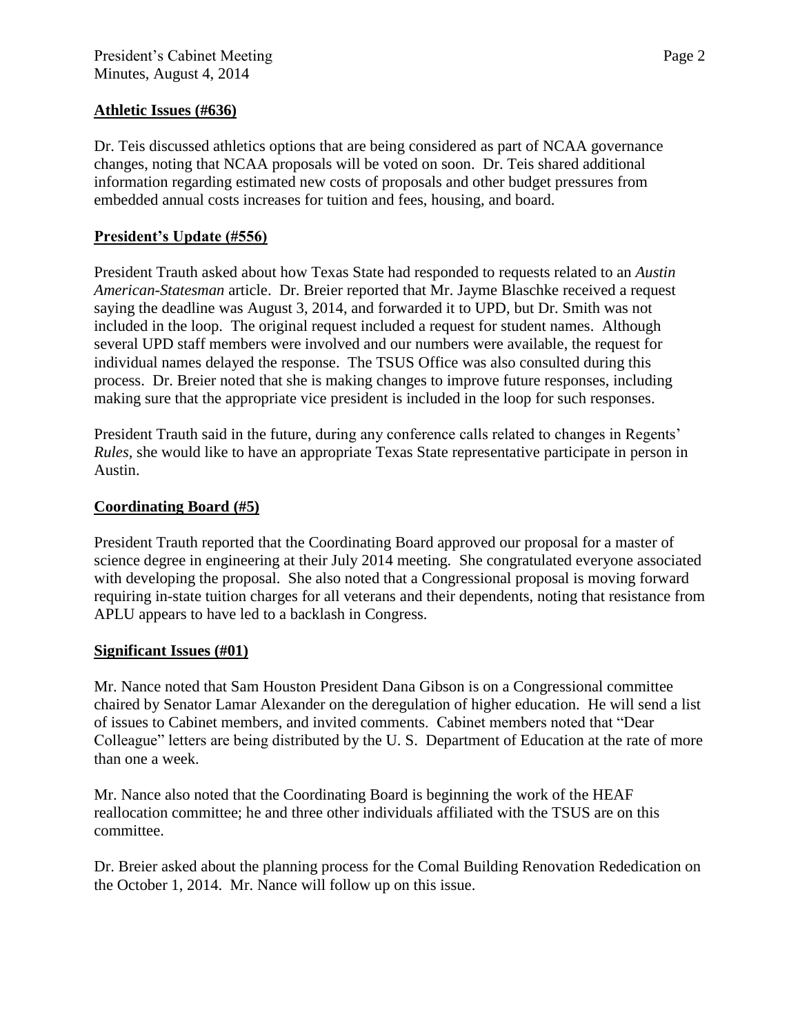## Athletic Issues (#636)

Dr. Teis discussed athletics options that are being considered as part of NCAA governance changes, noting that NCAA proposals will be voted on soon. Dr. Teis shared additional information regarding estimated new costs of proposals and other budget pressures from embedded annual costs increases for tuition and fees, housing, and board.

## President's Update (#556)

President Trauth asked about how Texas State had responded to requests related to an *Austin American-Statesman* article. Dr. Breier reported that Mr. Jayme Blaschke received a request saying the deadline was August 3, 2014, and forwarded it to UPD, but Dr. Smith was not included in the loop. The original request included a request for student names. Although several UPD staff members were involved and our numbers were available, the request for individual names delayed the response. The TSUS Office was also consulted during this process. Dr. Breier noted that she is making changes to improve future responses, including making sure that the appropriate vice president is included in the loop for such responses.

President Trauth said in the future, during any conference calls related to changes in Regents' *Rules,* she would like to have an appropriate Texas State representative participate in person in Austin.

## Coordinating Board (#5)

President Trauth reported that the Coordinating Board approved our proposal for a master of science degree in engineering at their July 2014 meeting. She congratulated everyone associated with developing the proposal. She also noted that a Congressional proposal is moving forward requiring in-state tuition charges for all veterans and their dependents, noting that resistance from APLU appears to have led to a backlash in Congress.

## Significant Issues (#01)

Mr. Nance noted that Sam Houston President Dana Gibson is on a Congressional committee chaired by Senator Lamar Alexander on the deregulation of higher education. He will send a list of issues to Cabinet members, and invited comments. Cabinet members noted that "Dear Colleague" letters are being distributed by the U. S. Department of Education at the rate of more than one a week.

Mr. Nance also noted that the Coordinating Board is beginning the work of the HEAF reallocation committee; he and three other individuals affiliated with the TSUS are on this committee.

Dr. Breier asked about the planning process for the Comal Building Renovation Rededication on the October 1, 2014. Mr. Nance will follow up on this issue.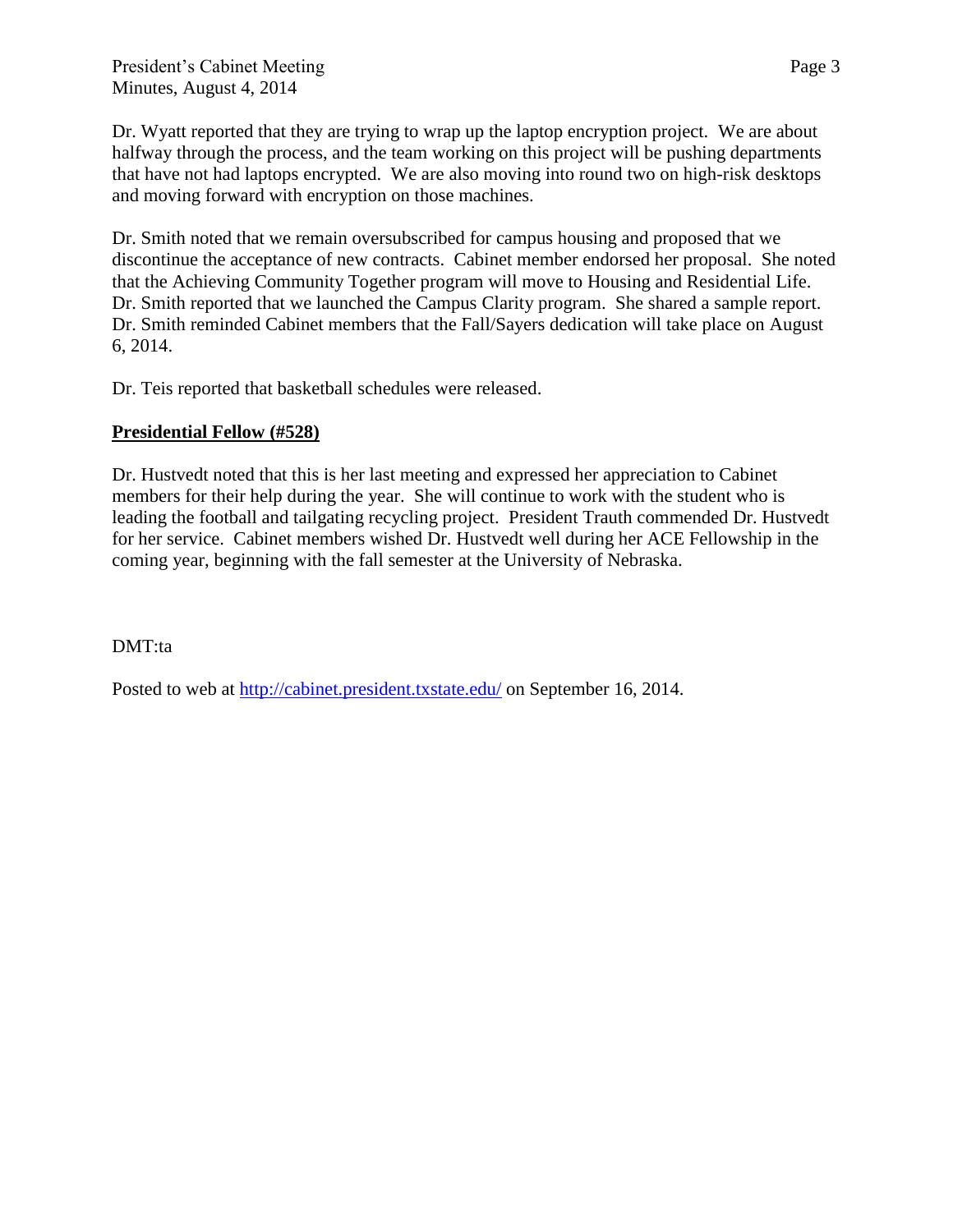Dr. Wyatt reported that they are trying to wrap up the laptop encryption project. We are about halfway through the process, and the team working on this project will be pushing departments that have not had laptops encrypted. We are also moving into round two on high-risk desktops and moving forward with encryption on those machines.

Dr. Smith noted that we remain oversubscribed for campus housing and proposed that we discontinue the acceptance of new contracts. Cabinet member endorsed her proposal. She noted that the Achieving Community Together program will move to Housing and Residential Life. Dr. Smith reported that we launched the Campus Clarity program. She shared a sample report. Dr. Smith reminded Cabinet members that the Fall/Sayers dedication will take place on August 6, 2014.

Dr. Teis reported that basketball schedules were released.

**Presidential Fellow (#528)**

Dr. Hustvedt noted that this is her last meeting and expressed her appreciation to Cabinet members for their help during the year. She will continue to work with the student who is leading the football and tailgating recycling project. President Trauth commended Dr. Hustvedt for her service. Cabinet members wished Dr. Hustvedt well during her ACE Fellowship in the coming year, beginning with the fall semester at the University of Nebraska.

DMT:ta

Posted to web at [http://cabinet.president.txstate.edu/](http://cabinet.president.txstate.edu/) on September 16, 2014.